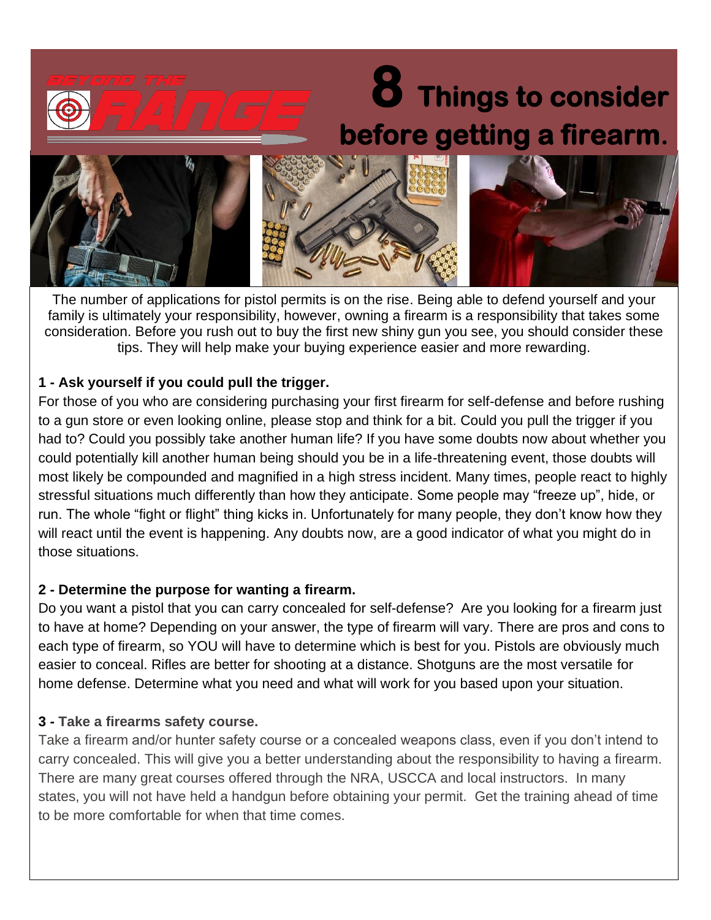BEYOND THE RANGE

# 8 Things to consider before getting a firearm.

The number of applications for pistol permits is on the rise. Being able to defend yourself and your family is ultimately your responsibility, however, owning a firearm is a responsibility that takes some consideration. Before you rush out to buy the first new shiny gun you see, you should consider these tips. They will help make your buying experience easier and more rewarding.

**1 - Ask yourself if you could pull the trigger.**

For those of you who are considering purchasing your first firearm for self-defense and before rushing to a gun store or even looking online, please stop and think for a bit. Could you pull the trigger if you had to? Could you possibly take another human life? If you have some doubts now about whether you could potentially kill another human being should you be in a life-threatening event, those doubts will most likely be compounded and magnified in a high stress incident. Many times, people react to highly stressful situations much differently than how they anticipate. Some people may "freeze up", hide, or run. The whole "fight or flight" thing kicks in. Unfortunately for many people, they don't know how they will react until the event is happening. Any doubts now, are a good indicator of what you might do in those situations.

**2 - Determine the purpose for wanting a firearm.**

Do you want a pistol that you can carry concealed for self-defense? Are you looking for a firearm just to have at home? Depending on your answer, the type of firearm will vary. There are pros and cons to each type of firearm, so YOU will have to determine which is best for you. Pistols are obviously much easier to conceal. Rifles are better for shooting at a distance. Shotguns are the most versatile for home defense. Determine what you need and what will work for you based upon your situation.

**3 - Take a firearms safety course.**

Take a firearm and/or hunter safety course or a concealed weapons class, even if you don't intend to carry concealed. This will give you a better understanding about the responsibility to having a firearm. There are many great courses offered through the NRA, USCCA and local instructors. In many states, you will not have held a handgun before obtaining your permit. Get the training ahead of time to be more comfortable for when that time comes.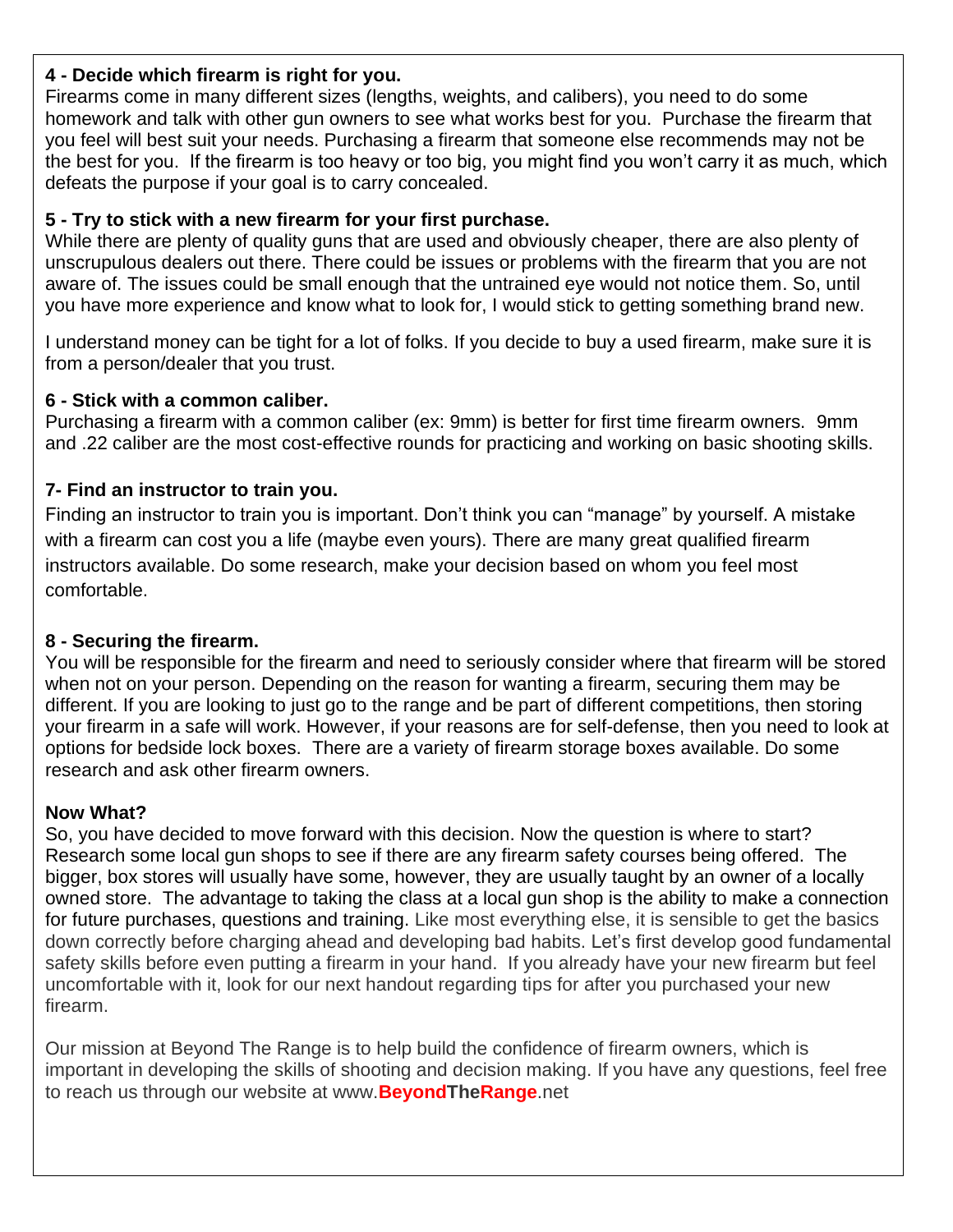**4 - Decide which firearm is right for you.**

Firearms come in many different sizes (lengths, weights, and calibers), you need to do some homework and talk with other gun owners to see what works best for you. Purchase the firearm that you feel will best suit your needs. Purchasing a firearm that someone else recommends may not be the best for you. If the firearm is too heavy or too big, you might find you won't carry it as much, which defeats the purpose if your goal is to carry concealed.

**5 - Try to stick with a new firearm for your first purchase.**

While there are plenty of quality guns that are used and obviously cheaper, there are also plenty of unscrupulous dealers out there. There could be issues or problems with the firearm that you are not aware of. The issues could be small enough that the untrained eye would not notice them. So, until you have more experience and know what to look for, I would stick to getting something brand new.

I understand money can be tight for a lot of folks. If you decide to buy a used firearm, make sure it is from a person/dealer that you trust.

**6 - Stick with a common caliber.**

Purchasing a firearm with a common caliber (ex: 9mm) is better for first time firearm owners. 9mm and .22 caliber are the most cost-effective rounds for practicing and working on basic shooting skills.

**7- Find an instructor to train you.**

Finding an instructor to train you is important. Don't think you can "manage" by yourself. A mistake with a firearm can cost you a life (maybe even yours). There are many great qualified firearm instructors available. Do some research, make your decision based on whom you feel most comfortable.

**8 - Securing the firearm.**

You will be responsible for the firearm and need to seriously consider where that firearm will be stored when not on your person. Depending on the reason for wanting a firearm, securing them may be different. If you are looking to just go to the range and be part of different competitions, then storing your firearm in a safe will work. However, if your reasons are for self-defense, then you need to look at options for bedside lock boxes. There are a variety of firearm storage boxes available. Do some research and ask other firearm owners.

**Now What?**

So, you have decided to move forward with this decision. Now the question is where to start? Research some local gun shops to see if there are any firearm safety courses being offered. The bigger, box stores will usually have some, however, they are usually taught by an owner of a locally owned store. The advantage to taking the class at a local gun shop is the ability to make a connection for future purchases, questions and training. Like most everything else, it is sensible to get the basics down correctly before charging ahead and developing bad habits. Let's first develop good fundamental safety skills before even putting a firearm in your hand. If you already have your new firearm but feel uncomfortable with it, look for our next handout regarding tips for after you purchased your new firearm.

Our mission at Beyond The Range is to help build the confidence of firearm owners, which is important in developing the skills of shooting and decision making. If you have any questions, feel free to reach us through our website at www.**BeyondTheRange**.net